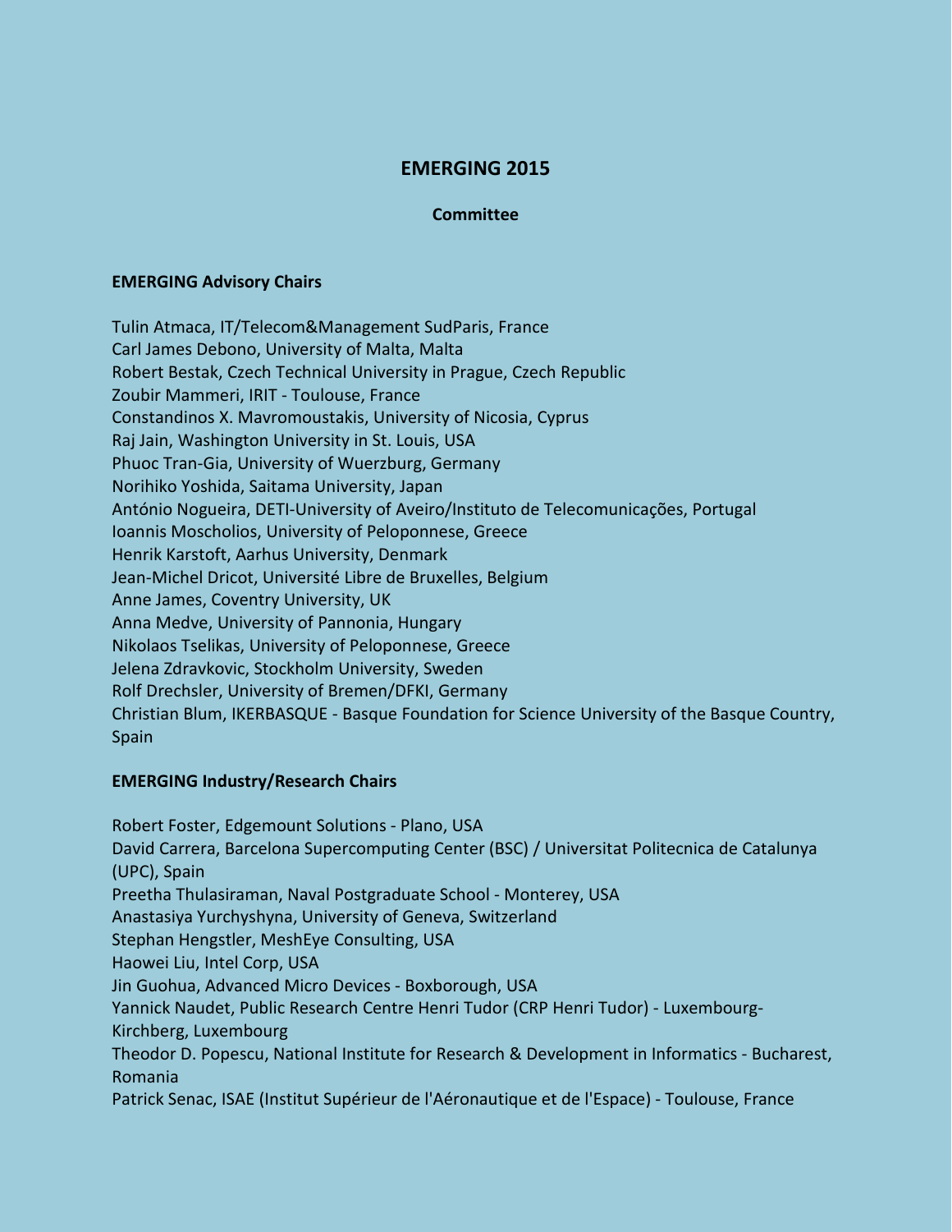# EMERGING 2015

## Committee

### EMERGING Advisory Chairs

Tulin Atmaca, IT/Telecom&Management SudParis, France
Carl James Debono, University of Malta, Malta
Robert Bestak, Czech Technical University in Prague, Czech Republic
Zoubir Mammeri, IRIT - Toulouse, France
Constandinos X. Mavromoustakis, University of Nicosia, Cyprus
Raj Jain, Washington University in St. Louis, USA
Phuoc Tran-Gia, University of Wuerzburg, Germany
Norihiko Yoshida, Saitama University, Japan
António Nogueira, DETI-University of Aveiro/Instituto de Telecomunicações, Portugal
Ioannis Moscholios, University of Peloponnese, Greece
Henrik Karstoft, Aarhus University, Denmark
Jean-Michel Dricot, Université Libre de Bruxelles, Belgium
Anne James, Coventry University, UK
Anna Medve, University of Pannonia, Hungary
Nikolaos Tselikas, University of Peloponnese, Greece
Jelena Zdravkovic, Stockholm University, Sweden
Rolf Drechsler, University of Bremen/DFKI, Germany
Christian Blum, IKERBASQUE - Basque Foundation for Science University of the Basque Country, Spain

### EMERGING Industry/Research Chairs

Robert Foster, Edgemount Solutions - Plano, USA
David Carrera, Barcelona Supercomputing Center (BSC) / Universitat Politecnica de Catalunya (UPC), Spain
Preetha Thulasiraman, Naval Postgraduate School - Monterey, USA
Anastasiya Yurchyshyna, University of Geneva, Switzerland
Stephan Hengstler, MeshEye Consulting, USA
Haowei Liu, Intel Corp, USA
Jin Guohua, Advanced Micro Devices - Boxborough, USA
Yannick Naudet, Public Research Centre Henri Tudor (CRP Henri Tudor) - Luxembourg-Kirchberg, Luxembourg
Theodor D. Popescu, National Institute for Research & Development in Informatics - Bucharest, Romania
Patrick Senac, ISAE (Institut Supérieur de l'Aéronautique et de l'Espace) - Toulouse, France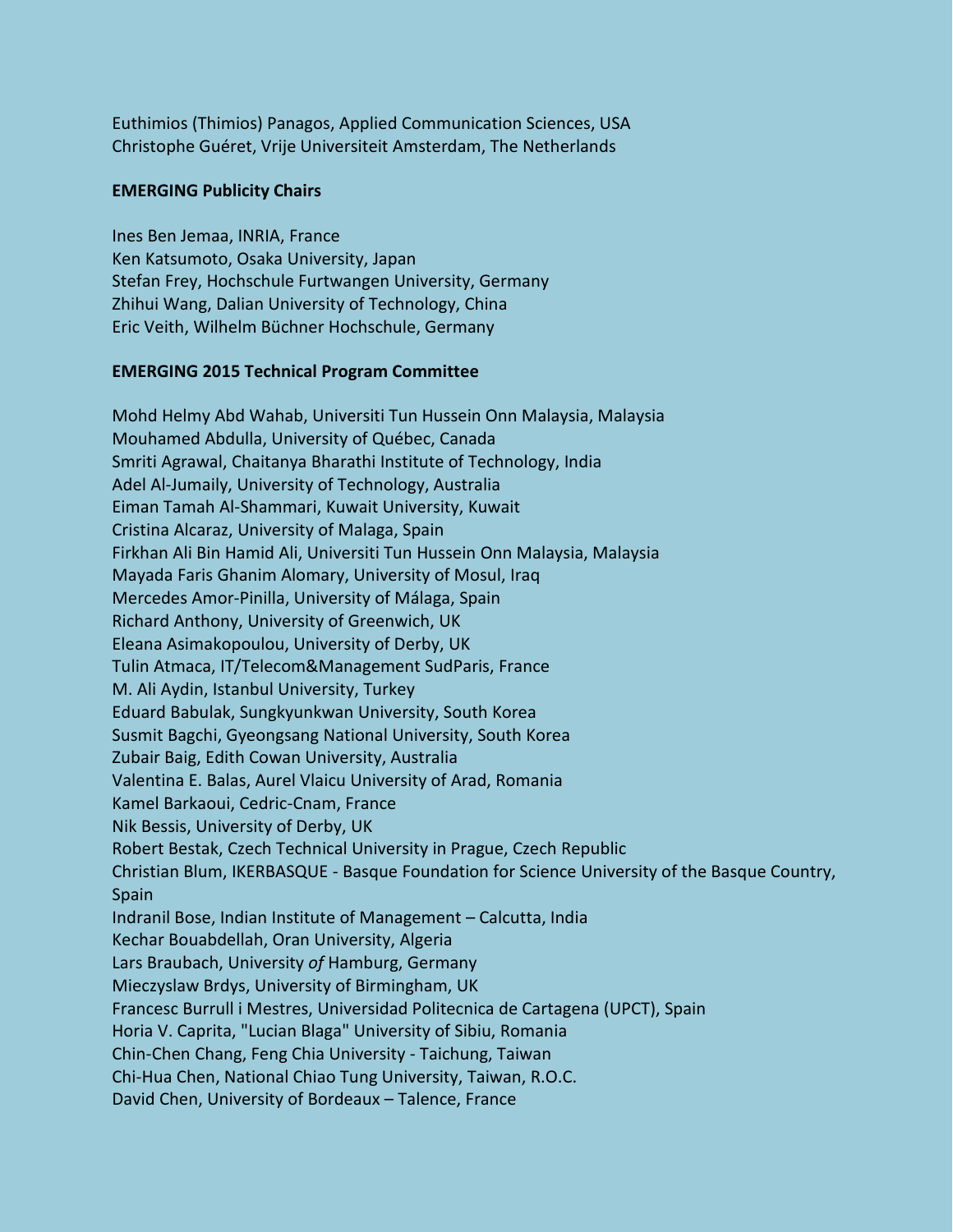Euthimios (Thimios) Panagos, Applied Communication Sciences, USA
Christophe Guéret, Vrije Universiteit Amsterdam, The Netherlands

**EMERGING Publicity Chairs**

Ines Ben Jemaa, INRIA, France
Ken Katsumoto, Osaka University, Japan
Stefan Frey, Hochschule Furtwangen University, Germany
Zhihui Wang, Dalian University of Technology, China
Eric Veith, Wilhelm Büchner Hochschule, Germany

**EMERGING 2015 Technical Program Committee**

Mohd Helmy Abd Wahab, Universiti Tun Hussein Onn Malaysia, Malaysia
Mouhamed Abdulla, University of Québec, Canada
Smriti Agrawal, Chaitanya Bharathi Institute of Technology, India
Adel Al-Jumaily, University of Technology, Australia
Eiman Tamah Al-Shammari, Kuwait University, Kuwait
Cristina Alcaraz, University of Malaga, Spain
Firkhan Ali Bin Hamid Ali, Universiti Tun Hussein Onn Malaysia, Malaysia
Mayada Faris Ghanim Alomary, University of Mosul, Iraq
Mercedes Amor-Pinilla, University of Málaga, Spain
Richard Anthony, University of Greenwich, UK
Eleana Asimakopoulou, University of Derby, UK
Tulin Atmaca, IT/Telecom&Management SudParis, France
M. Ali Aydin, Istanbul University, Turkey
Eduard Babulak, Sungkyunkwan University, South Korea
Susmit Bagchi, Gyeongsang National University, South Korea
Zubair Baig, Edith Cowan University, Australia
Valentina E. Balas, Aurel Vlaicu University of Arad, Romania
Kamel Barkaoui, Cedric-Cnam, France
Nik Bessis, University of Derby, UK
Robert Bestak, Czech Technical University in Prague, Czech Republic
Christian Blum, IKERBASQUE - Basque Foundation for Science University of the Basque Country, Spain
Indranil Bose, Indian Institute of Management – Calcutta, India
Kechar Bouabdellah, Oran University, Algeria
Lars Braubach, University *of* Hamburg, Germany
Mieczyslaw Brdys, University of Birmingham, UK
Francesc Burrull i Mestres, Universidad Politecnica de Cartagena (UPCT), Spain
Horia V. Caprita, "Lucian Blaga" University of Sibiu, Romania
Chin-Chen Chang, Feng Chia University - Taichung, Taiwan
Chi-Hua Chen, National Chiao Tung University, Taiwan, R.O.C.
David Chen, University of Bordeaux – Talence, France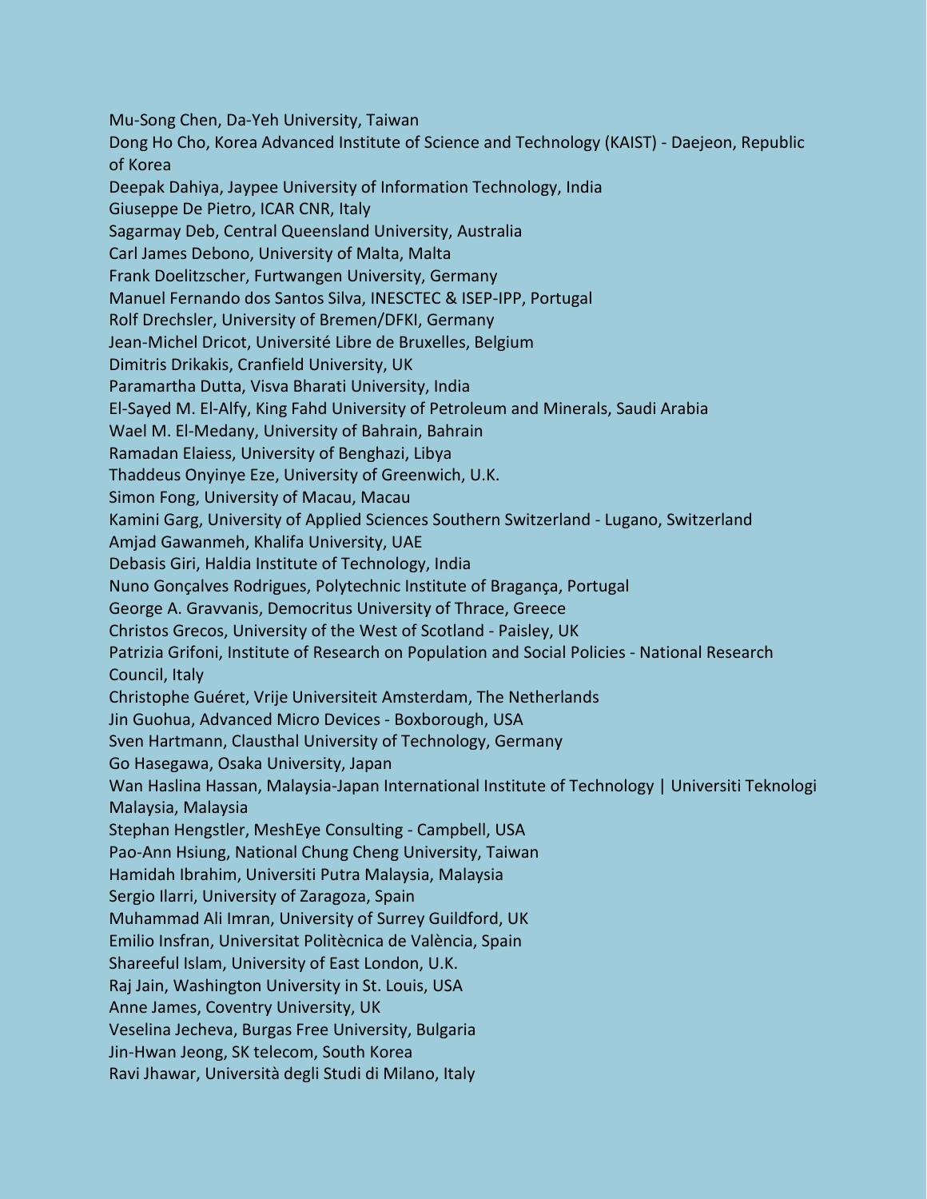Mu-Song Chen, Da-Yeh University, Taiwan
Dong Ho Cho, Korea Advanced Institute of Science and Technology (KAIST) - Daejeon, Republic of Korea
Deepak Dahiya, Jaypee University of Information Technology, India
Giuseppe De Pietro, ICAR CNR, Italy
Sagarmay Deb, Central Queensland University, Australia
Carl James Debono, University of Malta, Malta
Frank Doelitzscher, Furtwangen University, Germany
Manuel Fernando dos Santos Silva, INESCTEC & ISEP-IPP, Portugal
Rolf Drechsler, University of Bremen/DFKI, Germany
Jean-Michel Dricot, Université Libre de Bruxelles, Belgium
Dimitris Drikakis, Cranfield University, UK
Paramartha Dutta, Visva Bharati University, India
El-Sayed M. El-Alfy, King Fahd University of Petroleum and Minerals, Saudi Arabia
Wael M. El-Medany, University of Bahrain, Bahrain
Ramadan Elaiess, University of Benghazi, Libya
Thaddeus Onyinye Eze, University of Greenwich, U.K.
Simon Fong, University of Macau, Macau
Kamini Garg, University of Applied Sciences Southern Switzerland - Lugano, Switzerland
Amjad Gawanmeh, Khalifa University, UAE
Debasis Giri, Haldia Institute of Technology, India
Nuno Gonçalves Rodrigues, Polytechnic Institute of Bragança, Portugal
George A. Gravvanis, Democritus University of Thrace, Greece
Christos Grecos, University of the West of Scotland - Paisley, UK
Patrizia Grifoni, Institute of Research on Population and Social Policies - National Research Council, Italy
Christophe Guéret, Vrije Universiteit Amsterdam, The Netherlands
Jin Guohua, Advanced Micro Devices - Boxborough, USA
Sven Hartmann, Clausthal University of Technology, Germany
Go Hasegawa, Osaka University, Japan
Wan Haslina Hassan, Malaysia-Japan International Institute of Technology | Universiti Teknologi Malaysia, Malaysia
Stephan Hengstler, MeshEye Consulting - Campbell, USA
Pao-Ann Hsiung, National Chung Cheng University, Taiwan
Hamidah Ibrahim, Universiti Putra Malaysia, Malaysia
Sergio Ilarri, University of Zaragoza, Spain
Muhammad Ali Imran, University of Surrey Guildford, UK
Emilio Insfran, Universitat Politècnica de València, Spain
Shareeful Islam, University of East London, U.K.
Raj Jain, Washington University in St. Louis, USA
Anne James, Coventry University, UK
Veselina Jecheva, Burgas Free University, Bulgaria
Jin-Hwan Jeong, SK telecom, South Korea
Ravi Jhawar, Università degli Studi di Milano, Italy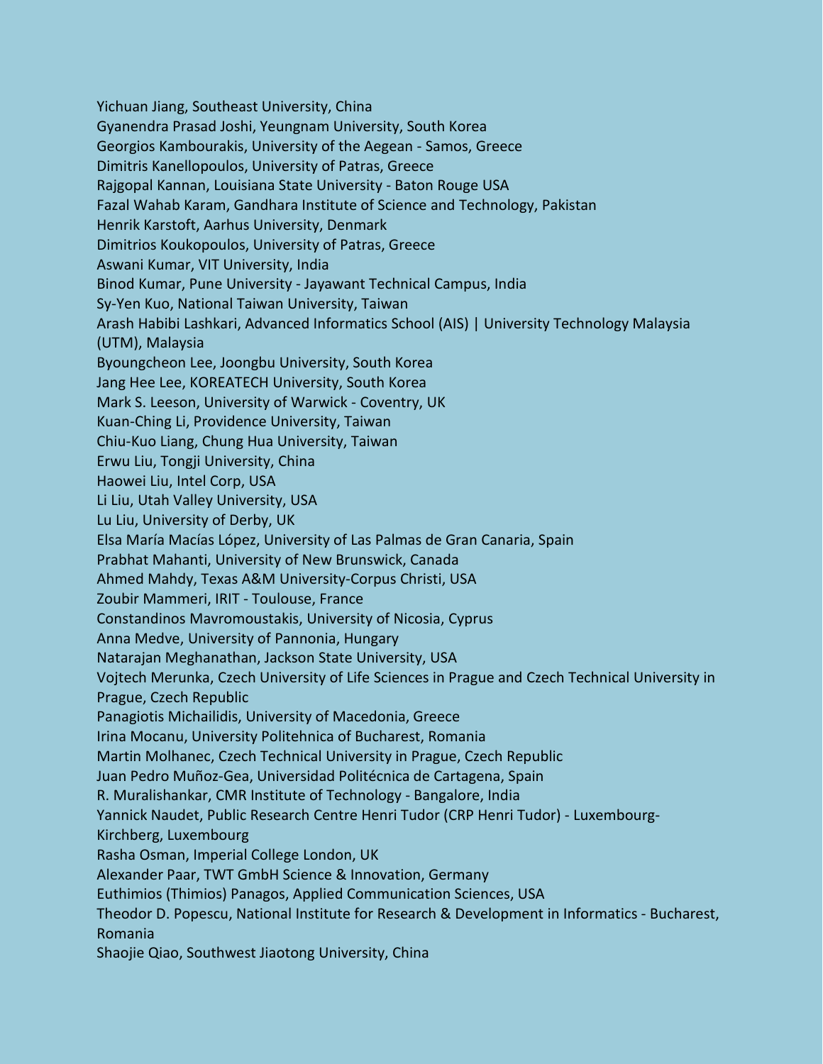Yichuan Jiang, Southeast University, China
Gyanendra Prasad Joshi, Yeungnam University, South Korea
Georgios Kambourakis, University of the Aegean - Samos, Greece
Dimitris Kanellopoulos, University of Patras, Greece
Rajgopal Kannan, Louisiana State University - Baton Rouge USA
Fazal Wahab Karam, Gandhara Institute of Science and Technology, Pakistan
Henrik Karstoft, Aarhus University, Denmark
Dimitrios Koukopoulos, University of Patras, Greece
Aswani Kumar, VIT University, India
Binod Kumar, Pune University - Jayawant Technical Campus, India
Sy-Yen Kuo, National Taiwan University, Taiwan
Arash Habibi Lashkari, Advanced Informatics School (AIS) | University Technology Malaysia (UTM), Malaysia
Byoungcheon Lee, Joongbu University, South Korea
Jang Hee Lee, KOREATECH University, South Korea
Mark S. Leeson, University of Warwick - Coventry, UK
Kuan-Ching Li, Providence University, Taiwan
Chiu-Kuo Liang, Chung Hua University, Taiwan
Erwu Liu, Tongji University, China
Haowei Liu, Intel Corp, USA
Li Liu, Utah Valley University, USA
Lu Liu, University of Derby, UK
Elsa María Macías López, University of Las Palmas de Gran Canaria, Spain
Prabhat Mahanti, University of New Brunswick, Canada
Ahmed Mahdy, Texas A&M University-Corpus Christi, USA
Zoubir Mammeri, IRIT - Toulouse, France
Constandinos Mavromoustakis, University of Nicosia, Cyprus
Anna Medve, University of Pannonia, Hungary
Natarajan Meghanathan, Jackson State University, USA
Vojtech Merunka, Czech University of Life Sciences in Prague and Czech Technical University in Prague, Czech Republic
Panagiotis Michailidis, University of Macedonia, Greece
Irina Mocanu, University Politehnica of Bucharest, Romania
Martin Molhanec, Czech Technical University in Prague, Czech Republic
Juan Pedro Muñoz-Gea, Universidad Politécnica de Cartagena, Spain
R. Muralishankar, CMR Institute of Technology - Bangalore, India
Yannick Naudet, Public Research Centre Henri Tudor (CRP Henri Tudor) - Luxembourg-Kirchberg, Luxembourg
Rasha Osman, Imperial College London, UK
Alexander Paar, TWT GmbH Science & Innovation, Germany
Euthimios (Thimios) Panagos, Applied Communication Sciences, USA
Theodor D. Popescu, National Institute for Research & Development in Informatics - Bucharest, Romania
Shaojie Qiao, Southwest Jiaotong University, China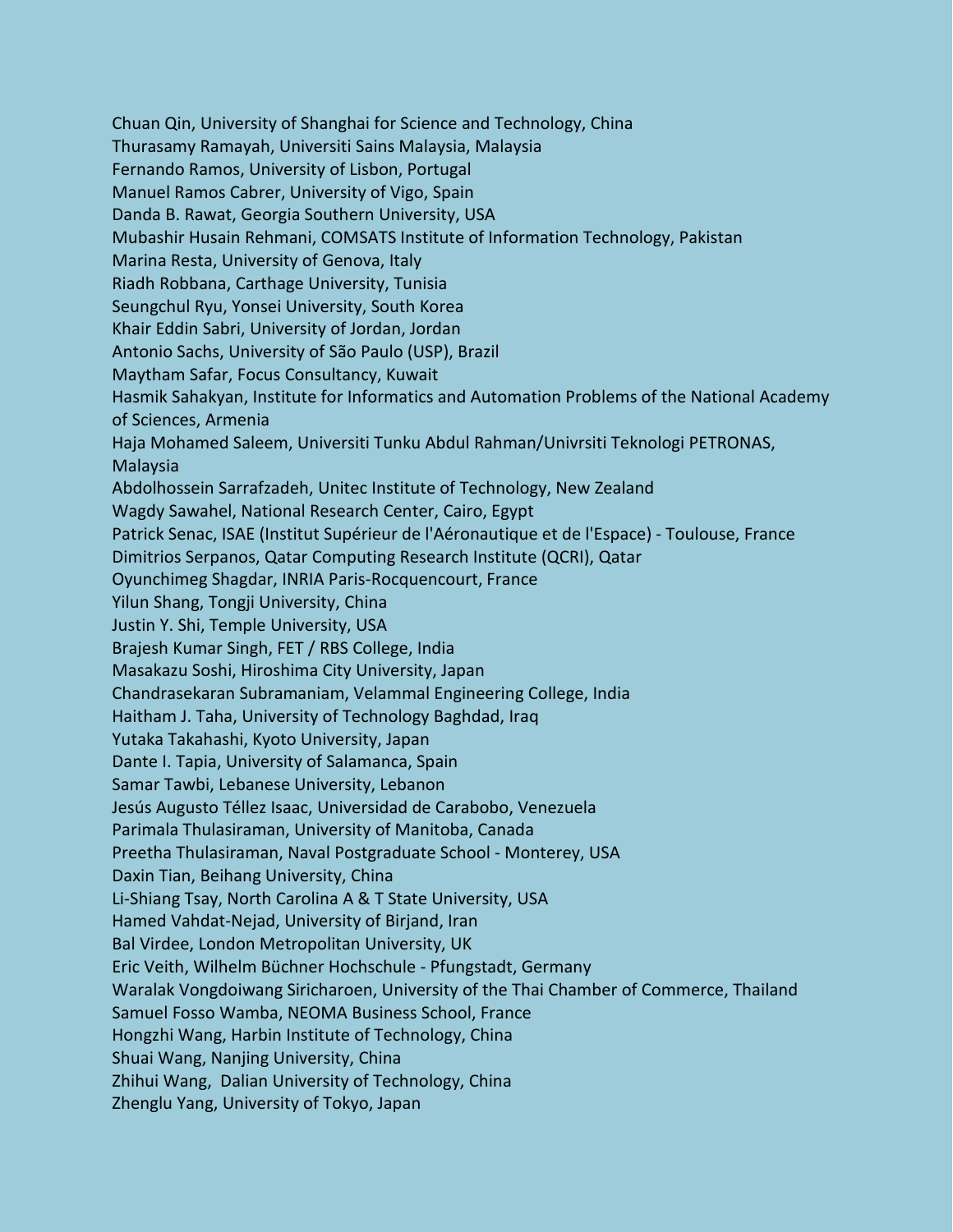Chuan Qin, University of Shanghai for Science and Technology, China  
Thurasamy Ramayah, Universiti Sains Malaysia, Malaysia  
Fernando Ramos, University of Lisbon, Portugal  
Manuel Ramos Cabrer, University of Vigo, Spain  
Danda B. Rawat, Georgia Southern University, USA  
Mubashir Husain Rehmani, COMSATS Institute of Information Technology, Pakistan  
Marina Resta, University of Genova, Italy  
Riadh Robbana, Carthage University, Tunisia  
Seungchul Ryu, Yonsei University, South Korea  
Khair Eddin Sabri, University of Jordan, Jordan  
Antonio Sachs, University of São Paulo (USP), Brazil  
Maytham Safar, Focus Consultancy, Kuwait  
Hasmik Sahakyan, Institute for Informatics and Automation Problems of the National Academy of Sciences, Armenia  
Haja Mohamed Saleem, Universiti Tunku Abdul Rahman/Univrsiti Teknologi PETRONAS, Malaysia  
Abdolhossein Sarrafzadeh, Unitec Institute of Technology, New Zealand  
Wagdy Sawahel, National Research Center, Cairo, Egypt  
Patrick Senac, ISAE (Institut Supérieur de l'Aéronautique et de l'Espace) - Toulouse, France  
Dimitrios Serpanos, Qatar Computing Research Institute (QCRI), Qatar  
Oyunchimeg Shagdar, INRIA Paris-Rocqencourt, France  
Yilun Shang, Tongji University, China  
Justin Y. Shi, Temple University, USA  
Brajesh Kumar Singh, FET / RBS College, India  
Masakazu Soshi, Hiroshima City University, Japan  
Chandrasekaran Subramaniam, Velammal Engineering College, India  
Haitham J. Taha, University of Technology Baghdad, Iraq  
Yutaka Takahashi, Kyoto University, Japan  
Dante I. Tapia, University of Salamanca, Spain  
Samar Tawbi, Lebanese University, Lebanon  
Jesús Augusto Téllez Isaac, Universidad de Carabobo, Venezuela  
Parimala Thulasiraman, University of Manitoba, Canada  
Preetha Thulasiraman, Naval Postgraduate School - Monterey, USA  
Daxin Tian, Beihang University, China  
Li-Shiang Tsay, North Carolina A & T State University, USA  
Hamed Vahdat-Nejad, University of Birjand, Iran  
Bal Virdee, London Metropolitan University, UK  
Eric Veith, Wilhelm Büchner Hochschule - Pfungstadt, Germany  
Waralak Vongdoiwang Siricharoen, University of the Thai Chamber of Commerce, Thailand  
Samuel Fosso Wamba, NEOMA Business School, France  
Hongzhi Wang, Harbin Institute of Technology, China  
Shuai Wang, Nanjing University, China  
Zhihui Wang, Dalian University of Technology, China  
Zhenglu Yang, University of Tokyo, Japan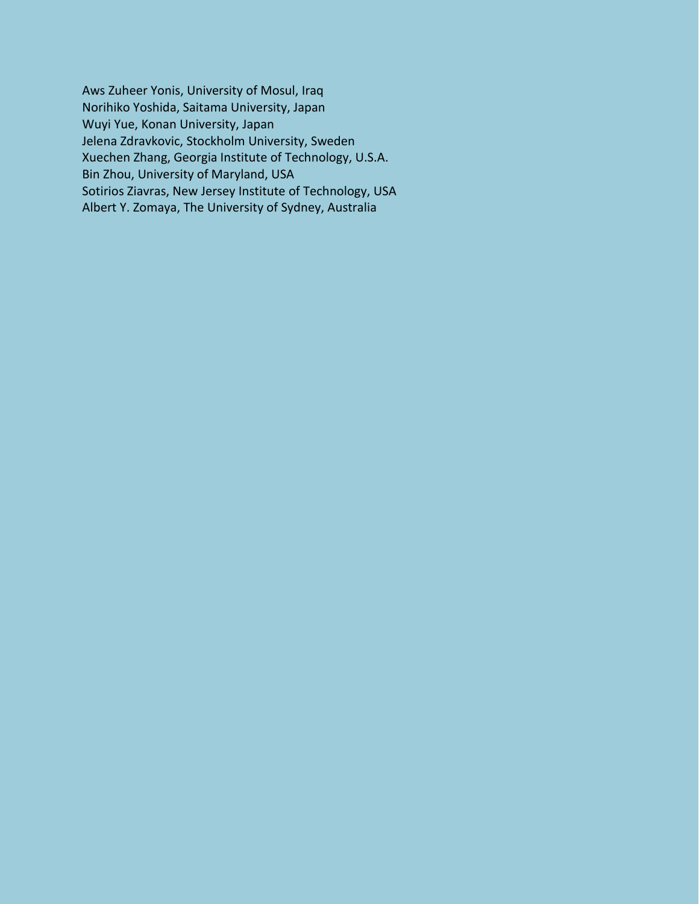Aws Zuheer Yonis, University of Mosul, Iraq
Norihiko Yoshida, Saitama University, Japan
Wuyi Yue, Konan University, Japan
Jelena Zdravkovic, Stockholm University, Sweden
Xuechen Zhang, Georgia Institute of Technology, U.S.A.
Bin Zhou, University of Maryland, USA
Sotirios Ziavras, New Jersey Institute of Technology, USA
Albert Y. Zomaya, The University of Sydney, Australia